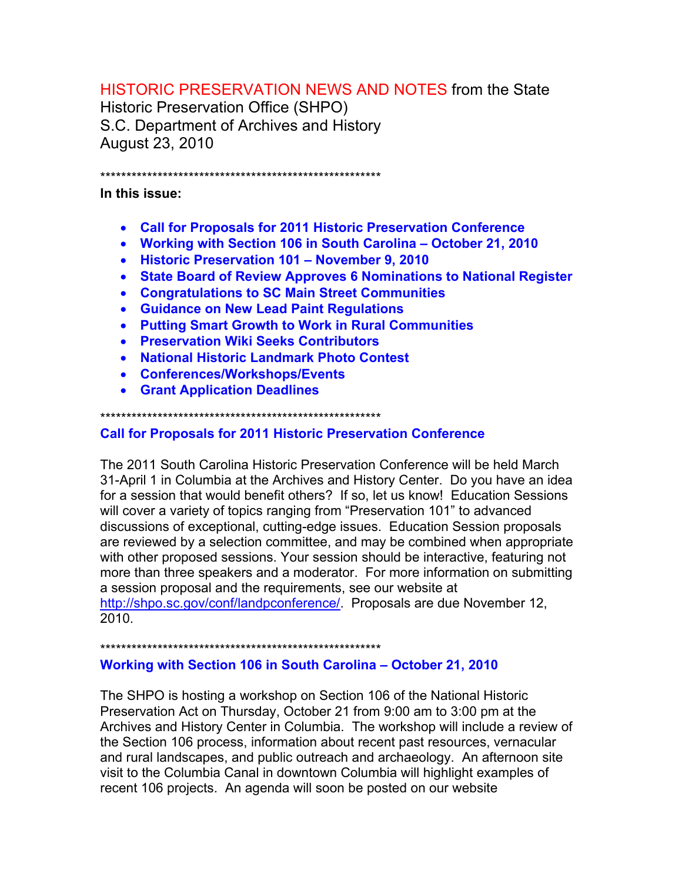# HISTORIC PRESERVATION NEWS AND NOTES from the State Historic Preservation Office (SHPO)

S.C. Department of Archives and History
August 23, 2010

*******************************************************

**In this issue:**

- **Call for Proposals for 2011 Historic Preservation Conference**
- **Working with Section 106 in South Carolina – October 21, 2010**
- **Historic Preservation 101 – November 9, 2010**
- **State Board of Review Approves 6 Nominations to National Register**
- **Congratulations to SC Main Street Communities**
- **Guidance on New Lead Paint Regulations**
- **Putting Smart Growth to Work in Rural Communities**
- **Preservation Wiki Seeks Contributors**
- **National Historic Landmark Photo Contest**
- **Conferences/Workshops/Events**
- **Grant Application Deadlines**

*******************************************************

## Call for Proposals for 2011 Historic Preservation Conference

The 2011 South Carolina Historic Preservation Conference will be held March 31-April 1 in Columbia at the Archives and History Center. Do you have an idea for a session that would benefit others? If so, let us know! Education Sessions will cover a variety of topics ranging from "Preservation 101" to advanced discussions of exceptional, cutting-edge issues. Education Session proposals are reviewed by a selection committee, and may be combined when appropriate with other proposed sessions. Your session should be interactive, featuring not more than three speakers and a moderator. For more information on submitting a session proposal and the requirements, see our website at http://shpo.sc.gov/conf/landpconference/. Proposals are due November 12, 2010.

*******************************************************

## Working with Section 106 in South Carolina – October 21, 2010

The SHPO is hosting a workshop on Section 106 of the National Historic Preservation Act on Thursday, October 21 from 9:00 am to 3:00 pm at the Archives and History Center in Columbia. The workshop will include a review of the Section 106 process, information about recent past resources, vernacular and rural landscapes, and public outreach and archaeology. An afternoon site visit to the Columbia Canal in downtown Columbia will highlight examples of recent 106 projects. An agenda will soon be posted on our website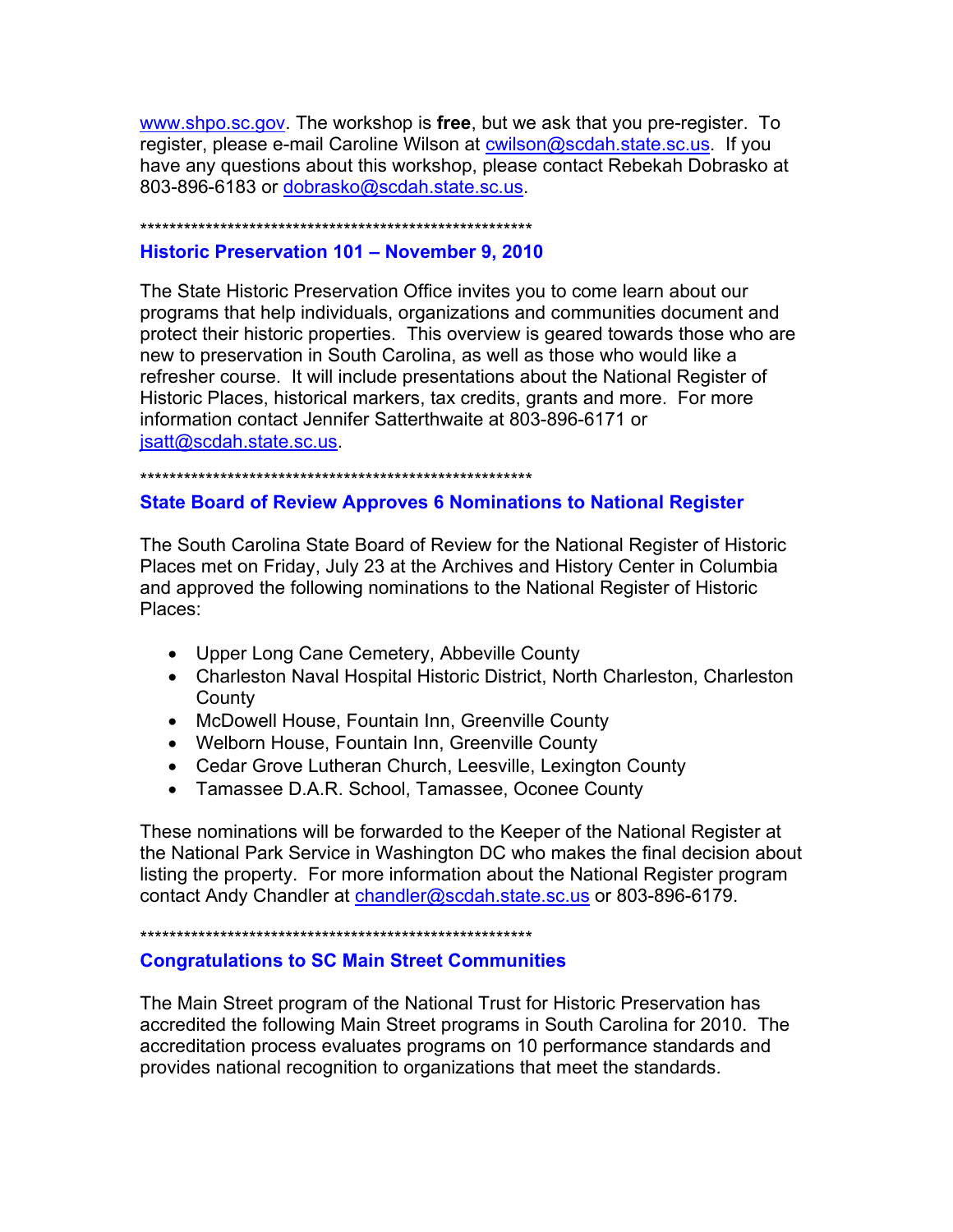www.shpo.sc.gov. The workshop is **free**, but we ask that you pre-register. To register, please e-mail Caroline Wilson at cwilson@scdah.state.sc.us. If you have any questions about this workshop, please contact Rebekah Dobrasko at 803-896-6183 or dobrasko@scdah.state.sc.us.

*******************************************************

### Historic Preservation 101 – November 9, 2010

The State Historic Preservation Office invites you to come learn about our programs that help individuals, organizations and communities document and protect their historic properties. This overview is geared towards those who are new to preservation in South Carolina, as well as those who would like a refresher course. It will include presentations about the National Register of Historic Places, historical markers, tax credits, grants and more. For more information contact Jennifer Satterthwaite at 803-896-6171 or jsatt@scdah.state.sc.us.

*******************************************************

### State Board of Review Approves 6 Nominations to National Register

The South Carolina State Board of Review for the National Register of Historic Places met on Friday, July 23 at the Archives and History Center in Columbia and approved the following nominations to the National Register of Historic Places:

- Upper Long Cane Cemetery, Abbeville County
- Charleston Naval Hospital Historic District, North Charleston, Charleston County
- McDowell House, Fountain Inn, Greenville County
- Welborn House, Fountain Inn, Greenville County
- Cedar Grove Lutheran Church, Leesville, Lexington County
- Tamassee D.A.R. School, Tamassee, Oconee County

These nominations will be forwarded to the Keeper of the National Register at the National Park Service in Washington DC who makes the final decision about listing the property. For more information about the National Register program contact Andy Chandler at chandler@scdah.state.sc.us or 803-896-6179.

*******************************************************

### Congratulations to SC Main Street Communities

The Main Street program of the National Trust for Historic Preservation has accredited the following Main Street programs in South Carolina for 2010. The accreditation process evaluates programs on 10 performance standards and provides national recognition to organizations that meet the standards.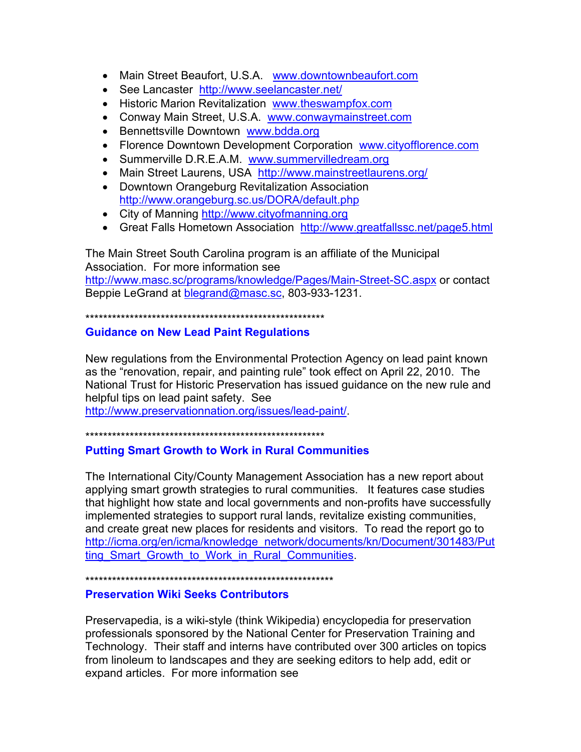- Main Street Beaufort, U.S.A. www.downtownbeaufort.com
- See Lancaster http://www.seelancaster.net/
- Historic Marion Revitalization www.theswampfox.com
- Conway Main Street, U.S.A. www.conwaymainstreet.com
- Bennettsville Downtown www.bdda.org
- Florence Downtown Development Corporation www.cityofflorence.com
- Summerville D.R.E.A.M. www.summervilledream.org
- Main Street Laurens, USA http://www.mainstreetlaurens.org/
- Downtown Orangeburg Revitalization Association http://www.orangeburg.sc.us/DORA/default.php
- City of Manning http://www.cityofmanning.org
- Great Falls Hometown Association http://www.greatfallssc.net/page5.html

The Main Street South Carolina program is an affiliate of the Municipal Association. For more information see http://www.masc.sc/programs/knowledge/Pages/Main-Street-SC.aspx or contact Beppie LeGrand at blegrand@masc.sc, 803-933-1231.

*******************************************************

### Guidance on New Lead Paint Regulations

New regulations from the Environmental Protection Agency on lead paint known as the "renovation, repair, and painting rule" took effect on April 22, 2010. The National Trust for Historic Preservation has issued guidance on the new rule and helpful tips on lead paint safety. See http://www.preservationnation.org/issues/lead-paint/.

*******************************************************

### Putting Smart Growth to Work in Rural Communities

The International City/County Management Association has a new report about applying smart growth strategies to rural communities. It features case studies that highlight how state and local governments and non-profits have successfully implemented strategies to support rural lands, revitalize existing communities, and create great new places for residents and visitors. To read the report go to http://icma.org/en/icma/knowledge_network/documents/kn/Document/301483/Putting_Smart_Growth_to_Work_in_Rural_Communities.

********************************************************

### Preservation Wiki Seeks Contributors

Preservapedia, is a wiki-style (think Wikipedia) encyclopedia for preservation professionals sponsored by the National Center for Preservation Training and Technology. Their staff and interns have contributed over 300 articles on topics from linoleum to landscapes and they are seeking editors to help add, edit or expand articles. For more information see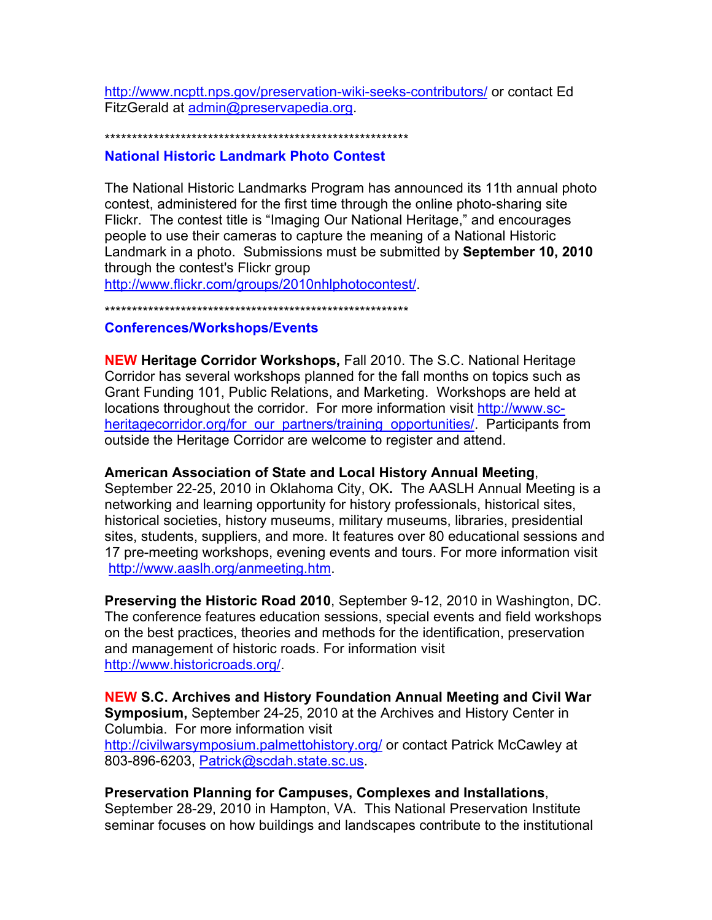http://www.ncptt.nps.gov/preservation-wiki-seeks-contributors/ or contact Ed FitzGerald at admin@preservapedia.org.

**********************************************************

## National Historic Landmark Photo Contest

The National Historic Landmarks Program has announced its 11th annual photo contest, administered for the first time through the online photo-sharing site Flickr. The contest title is "Imaging Our National Heritage," and encourages people to use their cameras to capture the meaning of a National Historic Landmark in a photo. Submissions must be submitted by **September 10, 2010** through the contest's Flickr group http://www.flickr.com/groups/2010nhlphotocontest/.

**********************************************************

## Conferences/Workshops/Events

**NEW Heritage Corridor Workshops,** Fall 2010. The S.C. National Heritage Corridor has several workshops planned for the fall months on topics such as Grant Funding 101, Public Relations, and Marketing. Workshops are held at locations throughout the corridor. For more information visit http://www.sc-heritagecorridor.org/for_our_partners/training_opportunities/. Participants from outside the Heritage Corridor are welcome to register and attend.

**American Association of State and Local History Annual Meeting**, September 22-25, 2010 in Oklahoma City, OK**.** The AASLH Annual Meeting is a networking and learning opportunity for history professionals, historical sites, historical societies, history museums, military museums, libraries, presidential sites, students, suppliers, and more. It features over 80 educational sessions and 17 pre-meeting workshops, evening events and tours. For more information visit http://www.aaslh.org/anmeeting.htm.

**Preserving the Historic Road 2010**, September 9-12, 2010 in Washington, DC. The conference features education sessions, special events and field workshops on the best practices, theories and methods for the identification, preservation and management of historic roads. For information visit http://www.historicroads.org/.

**NEW S.C. Archives and History Foundation Annual Meeting and Civil War Symposium,** September 24-25, 2010 at the Archives and History Center in Columbia. For more information visit http://civilwarsymposium.palmettohistory.org/ or contact Patrick McCawley at 803-896-6203, Patrick@scdah.state.sc.us.

**Preservation Planning for Campuses, Complexes and Installations**, September 28-29, 2010 in Hampton, VA. This National Preservation Institute seminar focuses on how buildings and landscapes contribute to the institutional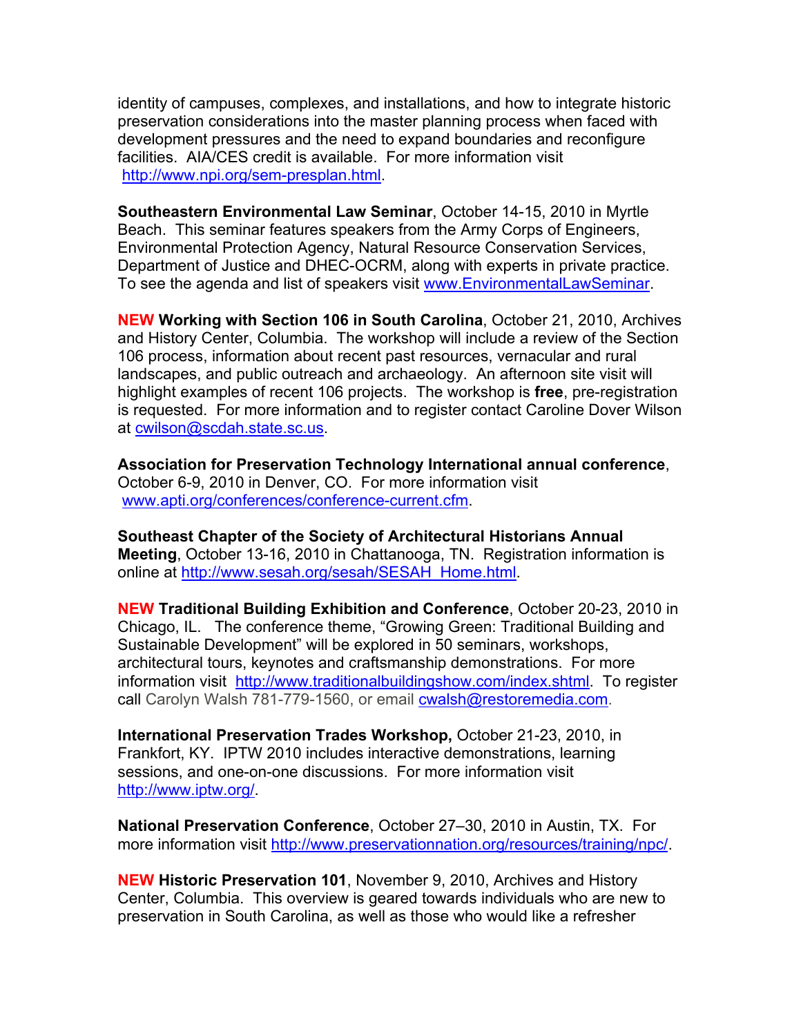identity of campuses, complexes, and installations, and how to integrate historic preservation considerations into the master planning process when faced with development pressures and the need to expand boundaries and reconfigure facilities. AIA/CES credit is available. For more information visit http://www.npi.org/sem-presplan.html.

**Southeastern Environmental Law Seminar**, October 14-15, 2010 in Myrtle Beach. This seminar features speakers from the Army Corps of Engineers, Environmental Protection Agency, Natural Resource Conservation Services, Department of Justice and DHEC-OCRM, along with experts in private practice. To see the agenda and list of speakers visit www.EnvironmentalLawSeminar.

**NEW Working with Section 106 in South Carolina**, October 21, 2010, Archives and History Center, Columbia. The workshop will include a review of the Section 106 process, information about recent past resources, vernacular and rural landscapes, and public outreach and archaeology. An afternoon site visit will highlight examples of recent 106 projects. The workshop is **free**, pre-registration is requested. For more information and to register contact Caroline Dover Wilson at cwilson@scdah.state.sc.us.

**Association for Preservation Technology International annual conference**, October 6-9, 2010 in Denver, CO. For more information visit www.apti.org/conferences/conference-current.cfm.

**Southeast Chapter of the Society of Architectural Historians Annual Meeting**, October 13-16, 2010 in Chattanooga, TN. Registration information is online at http://www.sesah.org/sesah/SESAH_Home.html.

**NEW Traditional Building Exhibition and Conference**, October 20-23, 2010 in Chicago, IL. The conference theme, "Growing Green: Traditional Building and Sustainable Development" will be explored in 50 seminars, workshops, architectural tours, keynotes and craftsmanship demonstrations. For more information visit http://www.traditionalbuildingshow.com/index.shtml. To register call Carolyn Walsh 781-779-1560, or email cwalsh@restoremedia.com.

**International Preservation Trades Workshop,** October 21-23, 2010, in Frankfort, KY. IPTW 2010 includes interactive demonstrations, learning sessions, and one-on-one discussions. For more information visit http://www.iptw.org/.

**National Preservation Conference**, October 27–30, 2010 in Austin, TX. For more information visit http://www.preservationnation.org/resources/training/npc/.

**NEW Historic Preservation 101**, November 9, 2010, Archives and History Center, Columbia. This overview is geared towards individuals who are new to preservation in South Carolina, as well as those who would like a refresher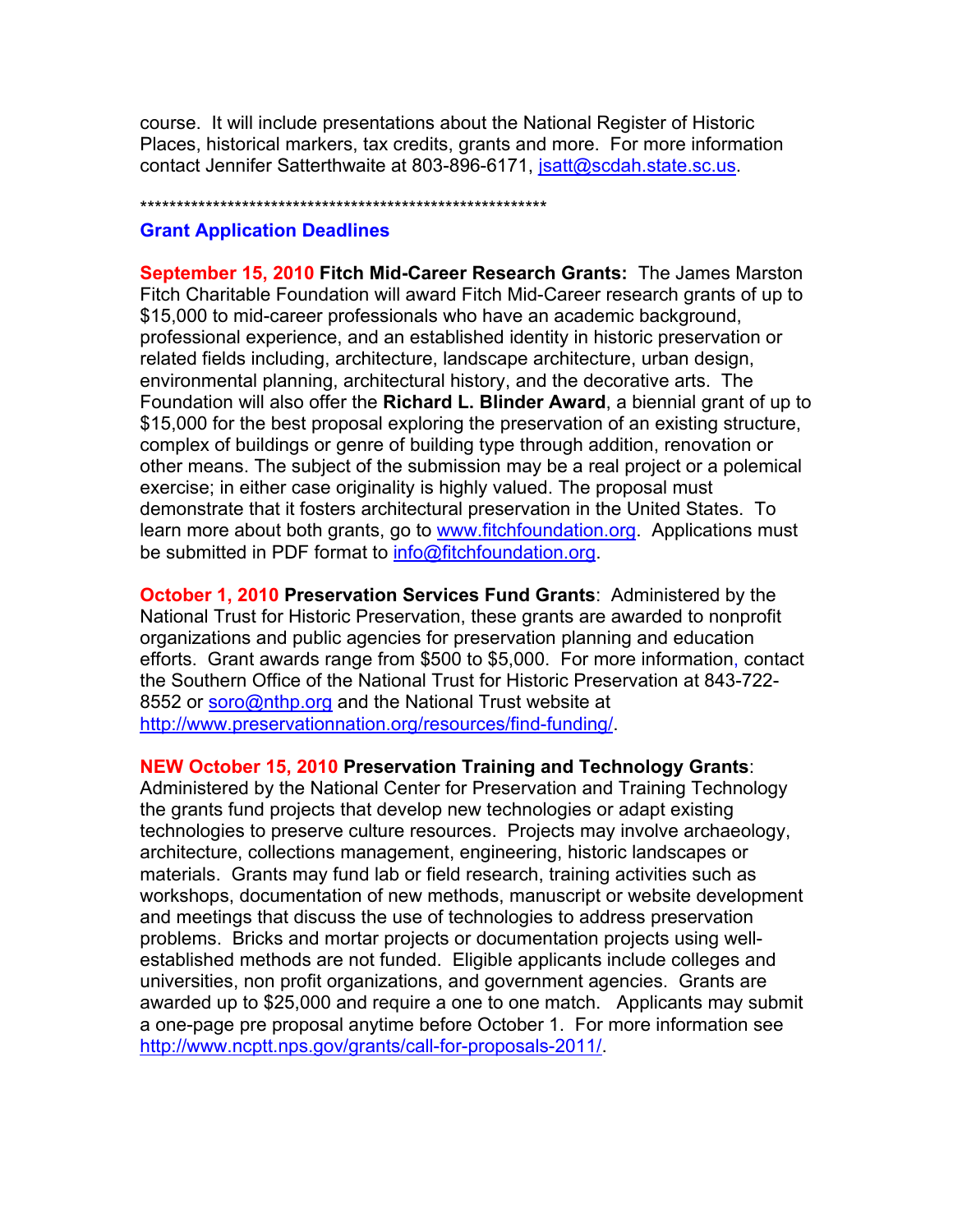course. It will include presentations about the National Register of Historic Places, historical markers, tax credits, grants and more. For more information contact Jennifer Satterthwaite at 803-896-6171, jsatt@scdah.state.sc.us.

*********************************************************

## Grant Application Deadlines

**September 15, 2010 Fitch Mid-Career Research Grants:** The James Marston Fitch Charitable Foundation will award Fitch Mid-Career research grants of up to $15,000 to mid-career professionals who have an academic background, professional experience, and an established identity in historic preservation or related fields including, architecture, landscape architecture, urban design, environmental planning, architectural history, and the decorative arts. The Foundation will also offer the **Richard L. Blinder Award**, a biennial grant of up to $15,000 for the best proposal exploring the preservation of an existing structure, complex of buildings or genre of building type through addition, renovation or other means. The subject of the submission may be a real project or a polemical exercise; in either case originality is highly valued. The proposal must demonstrate that it fosters architectural preservation in the United States. To learn more about both grants, go to www.fitchfoundation.org. Applications must be submitted in PDF format to info@fitchfoundation.org.

**October 1, 2010 Preservation Services Fund Grants**: Administered by the National Trust for Historic Preservation, these grants are awarded to nonprofit organizations and public agencies for preservation planning and education efforts. Grant awards range from $500 to $5,000. For more information, contact the Southern Office of the National Trust for Historic Preservation at 843-722-8552 or soro@nthp.org and the National Trust website at http://www.preservationnation.org/resources/find-funding/.

**NEW October 15, 2010 Preservation Training and Technology Grants**: Administered by the National Center for Preservation and Training Technology the grants fund projects that develop new technologies or adapt existing technologies to preserve culture resources. Projects may involve archaeology, architecture, collections management, engineering, historic landscapes or materials. Grants may fund lab or field research, training activities such as workshops, documentation of new methods, manuscript or website development and meetings that discuss the use of technologies to address preservation problems. Bricks and mortar projects or documentation projects using well-established methods are not funded. Eligible applicants include colleges and universities, non profit organizations, and government agencies. Grants are awarded up to $25,000 and require a one to one match. Applicants may submit a one-page pre proposal anytime before October 1. For more information see http://www.ncptt.nps.gov/grants/call-for-proposals-2011/.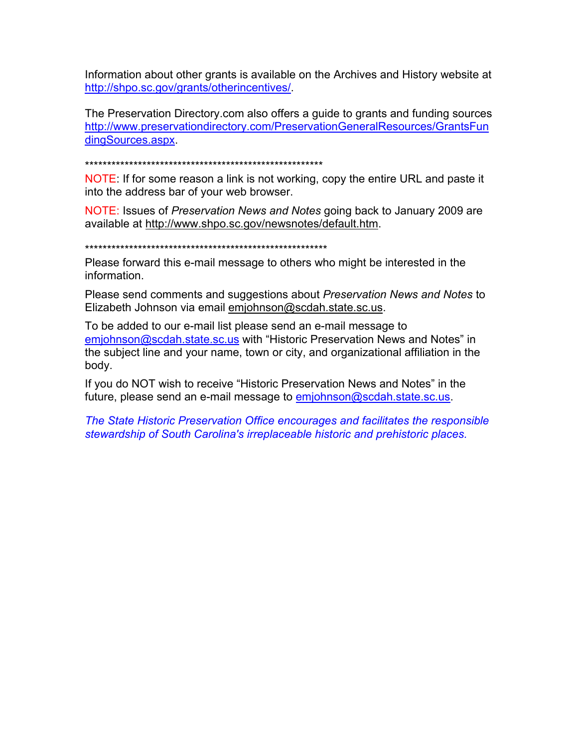Information about other grants is available on the Archives and History website at http://shpo.sc.gov/grants/otherincentives/.

The Preservation Directory.com also offers a guide to grants and funding sources http://www.preservationdirectory.com/PreservationGeneralResources/GrantsFundingSources.aspx.

*******************************************************

NOTE: If for some reason a link is not working, copy the entire URL and paste it into the address bar of your web browser.

NOTE: Issues of *Preservation News and Notes* going back to January 2009 are available at http://www.shpo.sc.gov/newsnotes/default.htm.

********************************************************

Please forward this e-mail message to others who might be interested in the information.

Please send comments and suggestions about *Preservation News and Notes* to Elizabeth Johnson via email emjohnson@scdah.state.sc.us.

To be added to our e-mail list please send an e-mail message to emjohnson@scdah.state.sc.us with "Historic Preservation News and Notes" in the subject line and your name, town or city, and organizational affiliation in the body.

If you do NOT wish to receive "Historic Preservation News and Notes" in the future, please send an e-mail message to emjohnson@scdah.state.sc.us.

*The State Historic Preservation Office encourages and facilitates the responsible stewardship of South Carolina's irreplaceable historic and prehistoric places.*